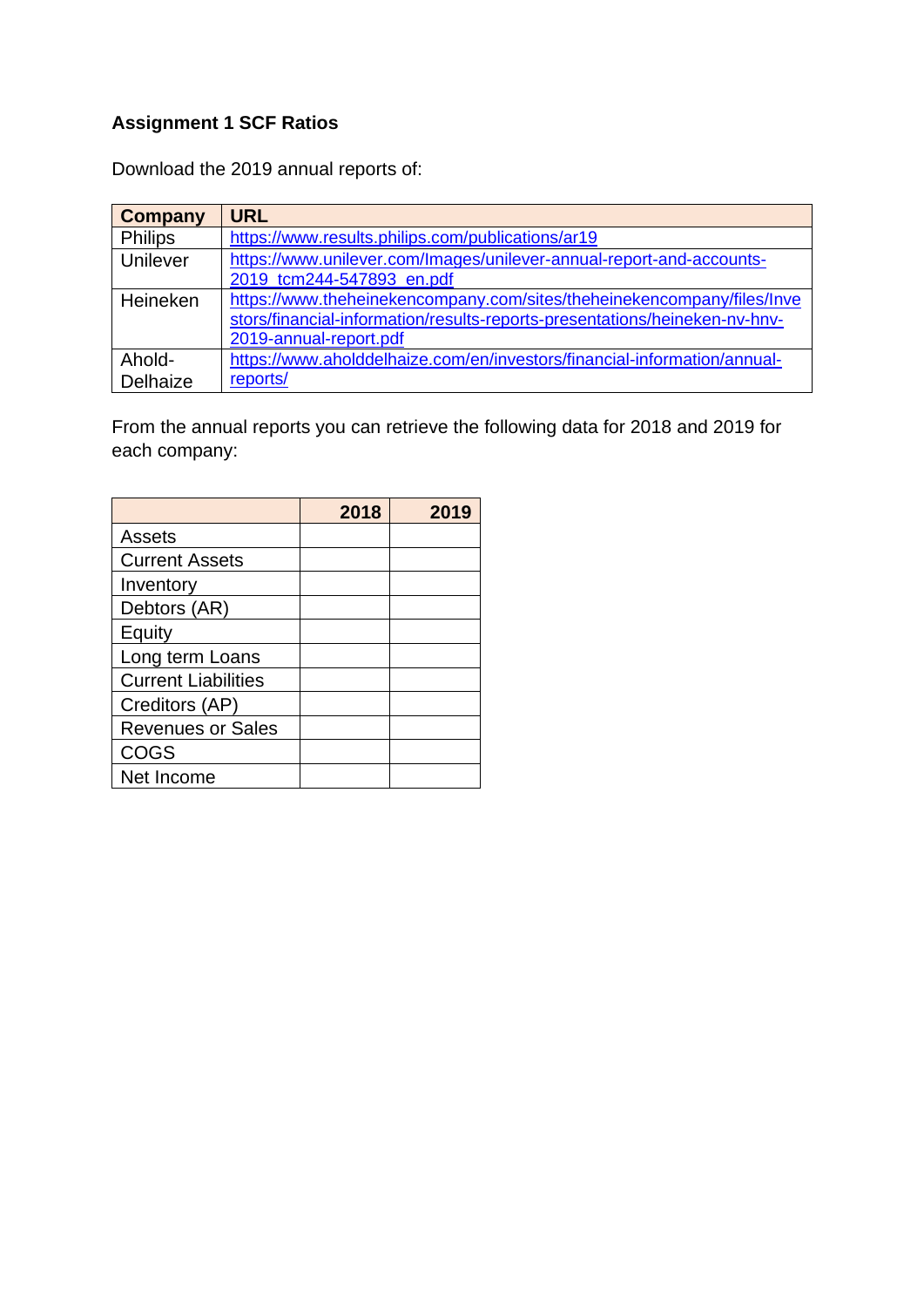**Assignment 1 SCF Ratios**

Download the 2019 annual reports of:

| Company | URL |
|---|---|
| Philips | https://www.results.philips.com/publications/ar19 |
| Unilever | https://www.unilever.com/Images/unilever-annual-report-and-accounts-2019_tcm244-547893_en.pdf |
| Heineken | https://www.theheinekencompany.com/sites/theheinekencompany/files/Investors/financial-information/results-reports-presentations/heineken-nv-hnv-2019-annual-report.pdf |
| Ahold-Delhaize | https://www.aholddelhaize.com/en/investors/financial-information/annual-reports/ |

From the annual reports you can retrieve the following data for 2018 and 2019 for each company:

| | 2018 | 2019 |
|---|---|---|
| Assets | | |
| Current Assets | | |
| Inventory | | |
| Debtors (AR) | | |
| Equity | | |
| Long term Loans | | |
| Current Liabilities | | |
| Creditors (AP) | | |
| Revenues or Sales | | |
| COGS | | |
| Net Income | | |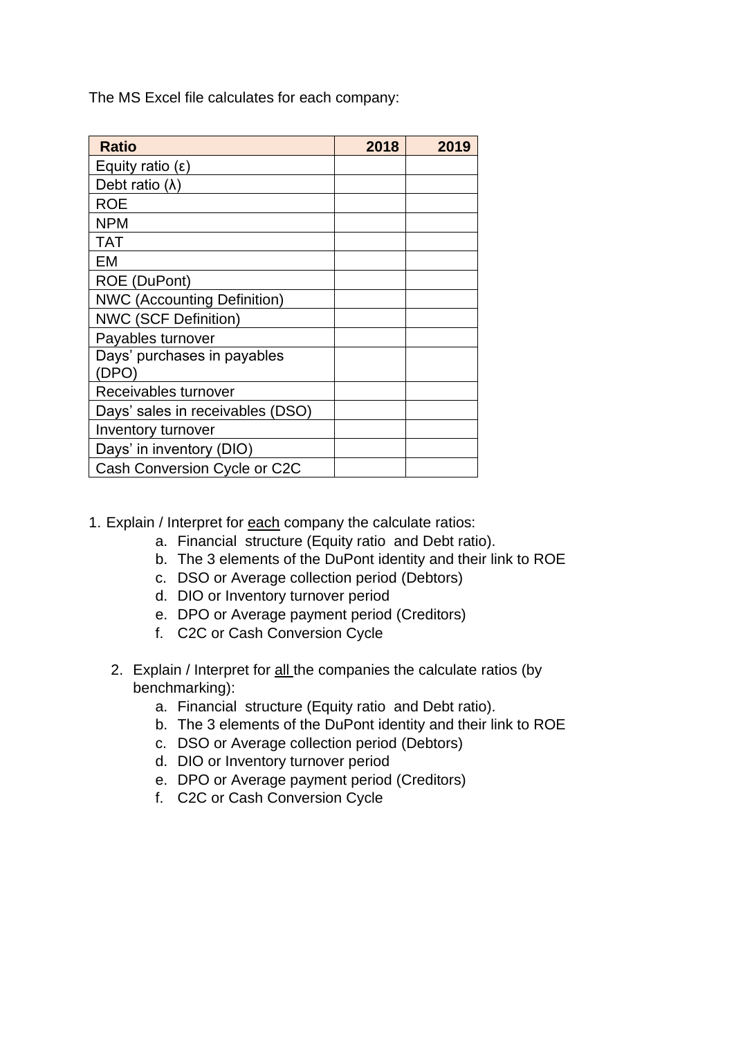The MS Excel file calculates for each company:

| Ratio | 2018 | 2019 |
|---|---|---|
| Equity ratio (ε) | | |
| Debt ratio (λ) | | |
| ROE | | |
| NPM | | |
| TAT | | |
| EM | | |
| ROE (DuPont) | | |
| NWC (Accounting Definition) | | |
| NWC (SCF Definition) | | |
| Payables turnover | | |
| Days' purchases in payables (DPO) | | |
| Receivables turnover | | |
| Days' sales in receivables (DSO) | | |
| Inventory turnover | | |
| Days' in inventory (DIO) | | |
| Cash Conversion Cycle or C2C | | |

1. Explain / Interpret for each company the calculate ratios:
   a. Financial structure (Equity ratio and Debt ratio).
   b. The 3 elements of the DuPont identity and their link to ROE
   c. DSO or Average collection period (Debtors)
   d. DIO or Inventory turnover period
   e. DPO or Average payment period (Creditors)
   f. C2C or Cash Conversion Cycle

2. Explain / Interpret for all the companies the calculate ratios (by benchmarking):
   a. Financial structure (Equity ratio and Debt ratio).
   b. The 3 elements of the DuPont identity and their link to ROE
   c. DSO or Average collection period (Debtors)
   d. DIO or Inventory turnover period
   e. DPO or Average payment period (Creditors)
   f. C2C or Cash Conversion Cycle